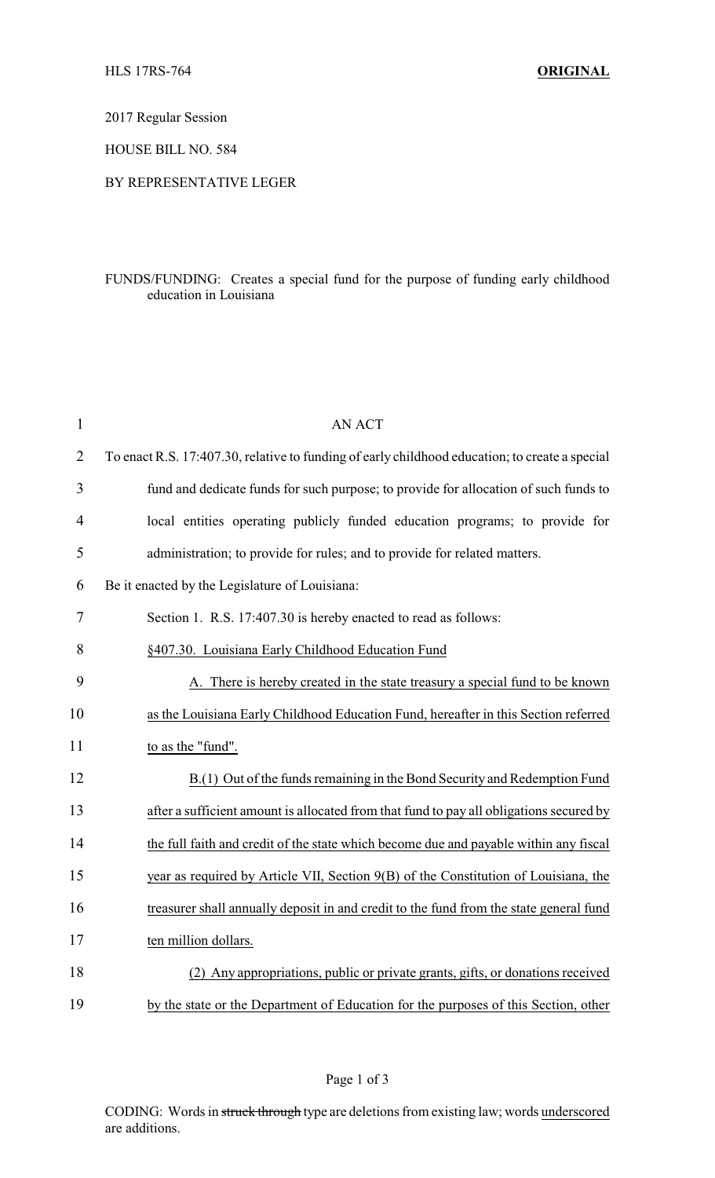HLS 17RS-764 **ORIGINAL**

2017 Regular Session

HOUSE BILL NO. 584

BY REPRESENTATIVE LEGER

FUNDS/FUNDING: Creates a special fund for the purpose of funding early childhood education in Louisiana

AN ACT

To enact R.S. 17:407.30, relative to funding of early childhood education; to create a special fund and dedicate funds for such purpose; to provide for allocation of such funds to local entities operating publicly funded education programs; to provide for administration; to provide for rules; and to provide for related matters.

Be it enacted by the Legislature of Louisiana:

Section 1. R.S. 17:407.30 is hereby enacted to read as follows:

§407.30. Louisiana Early Childhood Education Fund

A. There is hereby created in the state treasury a special fund to be known as the Louisiana Early Childhood Education Fund, hereafter in this Section referred to as the "fund".

B.(1) Out of the funds remaining in the Bond Security and Redemption Fund after a sufficient amount is allocated from that fund to pay all obligations secured by the full faith and credit of the state which become due and payable within any fiscal year as required by Article VII, Section 9(B) of the Constitution of Louisiana, the treasurer shall annually deposit in and credit to the fund from the state general fund ten million dollars.

(2) Any appropriations, public or private grants, gifts, or donations received by the state or the Department of Education for the purposes of this Section, other

CODING: Words in ~~struck through~~ type are deletions from existing law; words underscored are additions.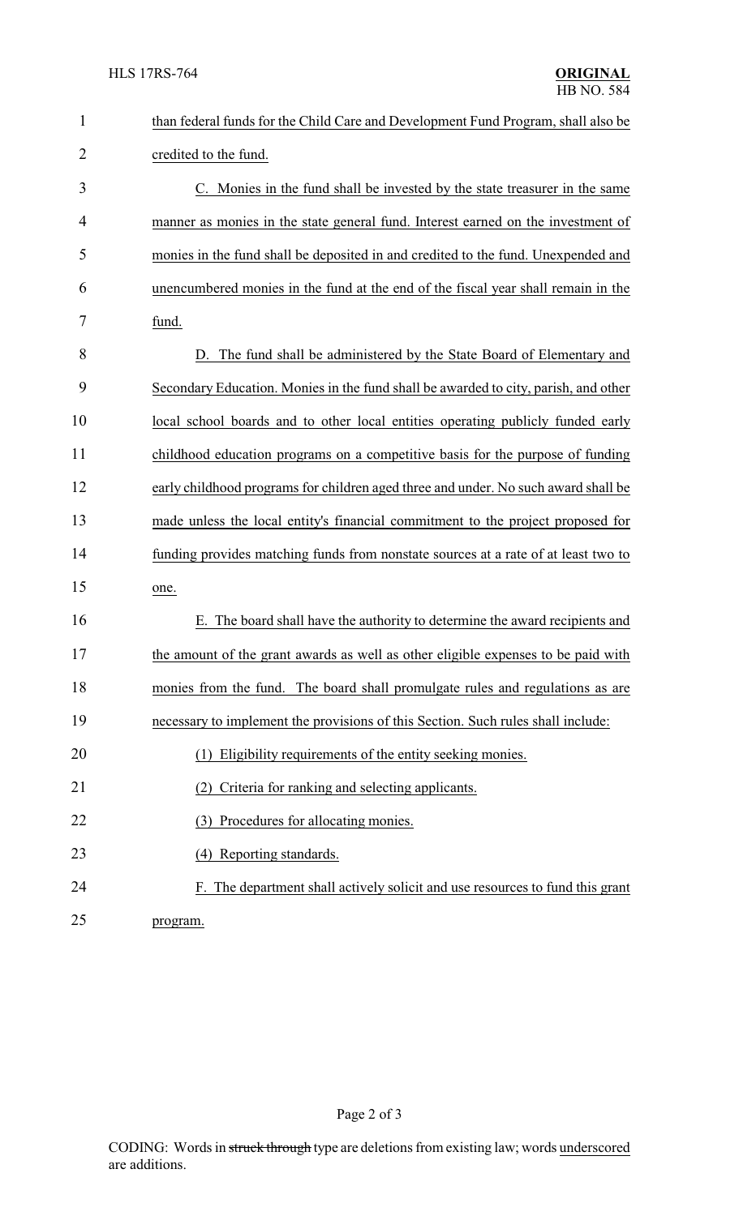than federal funds for the Child Care and Development Fund Program, shall also be credited to the fund.

C. Monies in the fund shall be invested by the state treasurer in the same manner as monies in the state general fund. Interest earned on the investment of monies in the fund shall be deposited in and credited to the fund. Unexpended and unencumbered monies in the fund at the end of the fiscal year shall remain in the fund.

D. The fund shall be administered by the State Board of Elementary and Secondary Education. Monies in the fund shall be awarded to city, parish, and other local school boards and to other local entities operating publicly funded early childhood education programs on a competitive basis for the purpose of funding early childhood programs for children aged three and under. No such award shall be made unless the local entity's financial commitment to the project proposed for funding provides matching funds from nonstate sources at a rate of at least two to one.

E. The board shall have the authority to determine the award recipients and the amount of the grant awards as well as other eligible expenses to be paid with monies from the fund. The board shall promulgate rules and regulations as are necessary to implement the provisions of this Section. Such rules shall include:

(1) Eligibility requirements of the entity seeking monies.

(2) Criteria for ranking and selecting applicants.

(3) Procedures for allocating monies.

(4) Reporting standards.

F. The department shall actively solicit and use resources to fund this grant program.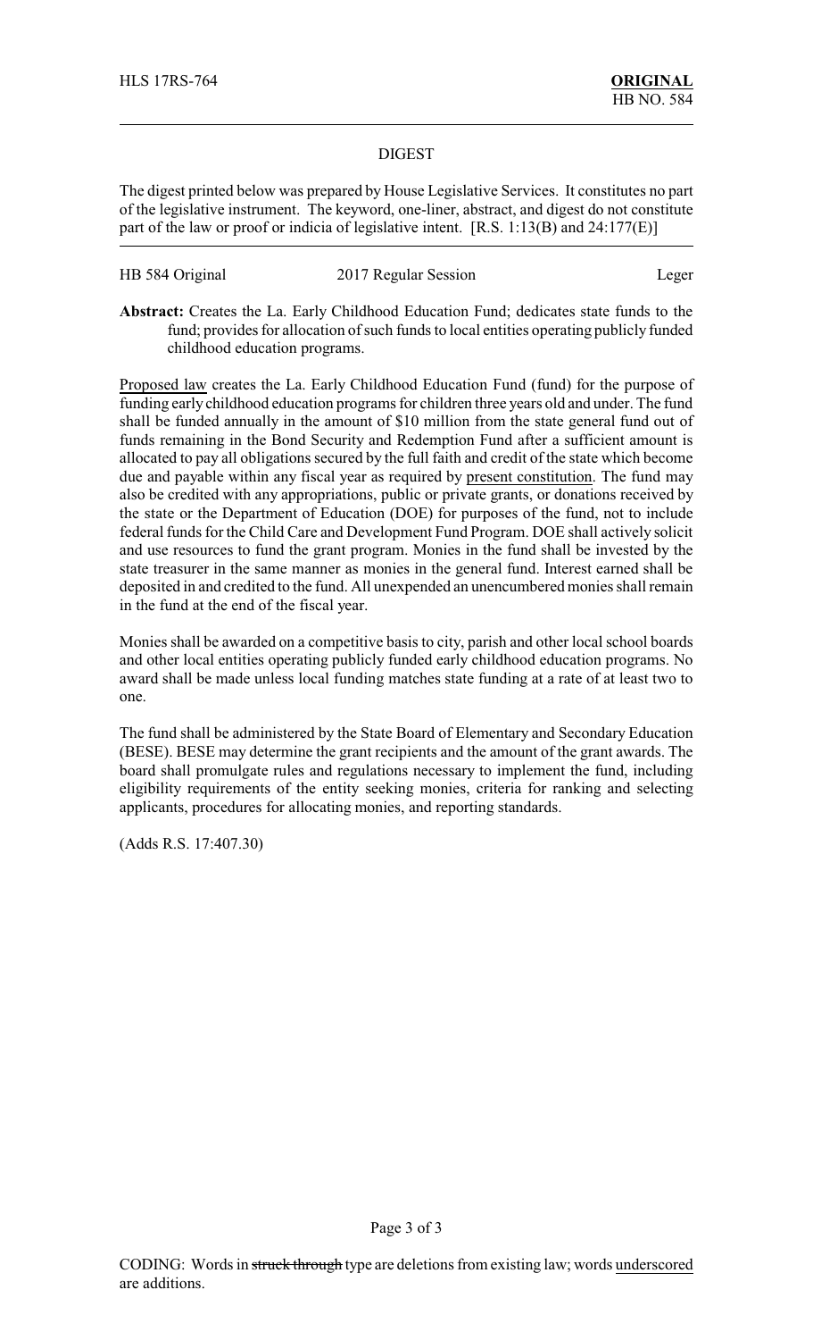## DIGEST

The digest printed below was prepared by House Legislative Services. It constitutes no part of the legislative instrument. The keyword, one-liner, abstract, and digest do not constitute part of the law or proof or indicia of legislative intent. [R.S. 1:13(B) and 24:177(E)]

HB 584 Original 2017 Regular Session Leger

**Abstract:** Creates the La. Early Childhood Education Fund; dedicates state funds to the fund; provides for allocation of such funds to local entities operating publicly funded childhood education programs.

Proposed law creates the La. Early Childhood Education Fund (fund) for the purpose of funding early childhood education programs for children three years old and under. The fund shall be funded annually in the amount of $10 million from the state general fund out of funds remaining in the Bond Security and Redemption Fund after a sufficient amount is allocated to pay all obligations secured by the full faith and credit of the state which become due and payable within any fiscal year as required by present constitution. The fund may also be credited with any appropriations, public or private grants, or donations received by the state or the Department of Education (DOE) for purposes of the fund, not to include federal funds for the Child Care and Development Fund Program. DOE shall actively solicit and use resources to fund the grant program. Monies in the fund shall be invested by the state treasurer in the same manner as monies in the general fund. Interest earned shall be deposited in and credited to the fund. All unexpended an unencumbered monies shall remain in the fund at the end of the fiscal year.

Monies shall be awarded on a competitive basis to city, parish and other local school boards and other local entities operating publicly funded early childhood education programs. No award shall be made unless local funding matches state funding at a rate of at least two to one.

The fund shall be administered by the State Board of Elementary and Secondary Education (BESE). BESE may determine the grant recipients and the amount of the grant awards. The board shall promulgate rules and regulations necessary to implement the fund, including eligibility requirements of the entity seeking monies, criteria for ranking and selecting applicants, procedures for allocating monies, and reporting standards.

(Adds R.S. 17:407.30)